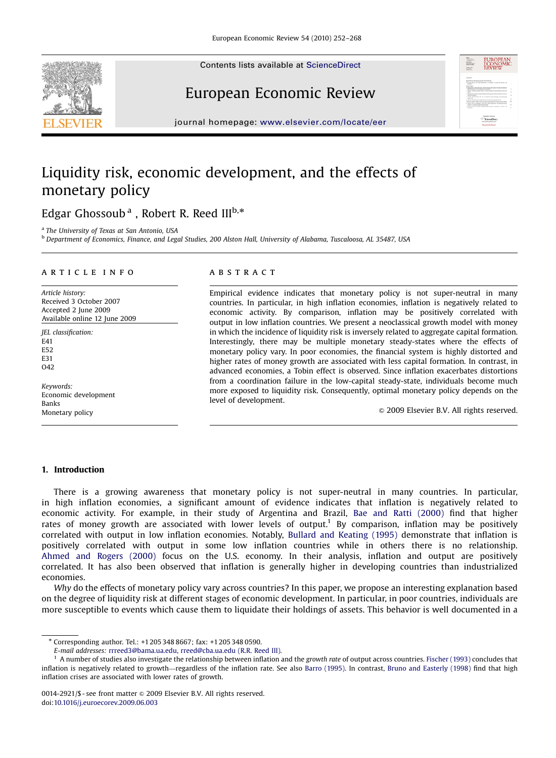# Liquidity risk, economic development, and the effects of monetary policy

Edgar Ghossoub [a], Robert R. Reed III [b,*]

[a] The University of Texas at San Antonio, USA
[b] Department of Economics, Finance, and Legal Studies, 200 Alston Hall, University of Alabama, Tuscaloosa, AL 35487, USA

## ARTICLE INFO

*Article history:*
Received 3 October 2007
Accepted 2 June 2009
Available online 12 June 2009

*JEL classification:*
E41
E52
E31
O42

*Keywords:*
Economic development
Banks
Monetary policy

## ABSTRACT

Empirical evidence indicates that monetary policy is not super-neutral in many countries. In particular, in high inflation economies, inflation is negatively related to economic activity. By comparison, inflation may be positively correlated with output in low inflation countries. We present a neoclassical growth model with money in which the incidence of liquidity risk is inversely related to aggregate capital formation. Interestingly, there may be multiple monetary steady-states where the effects of monetary policy vary. In poor economies, the financial system is highly distorted and higher rates of money growth are associated with less capital formation. In contrast, in advanced economies, a Tobin effect is observed. Since inflation exacerbates distortions from a coordination failure in the low-capital steady-state, individuals become much more exposed to liquidity risk. Consequently, optimal monetary policy depends on the level of development.

© 2009 Elsevier B.V. All rights reserved.

## 1. Introduction

There is a growing awareness that monetary policy is not super-neutral in many countries. In particular, in high inflation economies, a significant amount of evidence indicates that inflation is negatively related to economic activity. For example, in their study of Argentina and Brazil, Bae and Ratti (2000) find that higher rates of money growth are associated with lower levels of output.[1] By comparison, inflation may be positively correlated with output in low inflation economies. Notably, Bullard and Keating (1995) demonstrate that inflation is positively correlated with output in some low inflation countries while in others there is no relationship. Ahmed and Rogers (2000) focus on the U.S. economy. In their analysis, inflation and output are positively correlated. It has also been observed that inflation is generally higher in developing countries than industrialized economies.

*Why* do the effects of monetary policy vary across countries? In this paper, we propose an interesting explanation based on the degree of liquidity risk at different stages of economic development. In particular, in poor countries, individuals are more susceptible to events which cause them to liquidate their holdings of assets. This behavior is well documented in a

---

* Corresponding author. Tel.: +1 205 348 8667; fax: +1 205 348 0590.
*E-mail addresses:* rrreed3@bama.ua.edu, rreed@cba.ua.edu (R.R. Reed III).

[1] A number of studies also investigate the relationship between inflation and the *growth rate* of output across countries. Fischer (1993) concludes that inflation is negatively related to growth—regardless of the inflation rate. See also Barro (1995). In contrast, Bruno and Easterly (1998) find that high inflation crises are associated with lower rates of growth.

0014-2921/$ - see front matter © 2009 Elsevier B.V. All rights reserved.
doi:10.1016/j.euroecorev.2009.06.003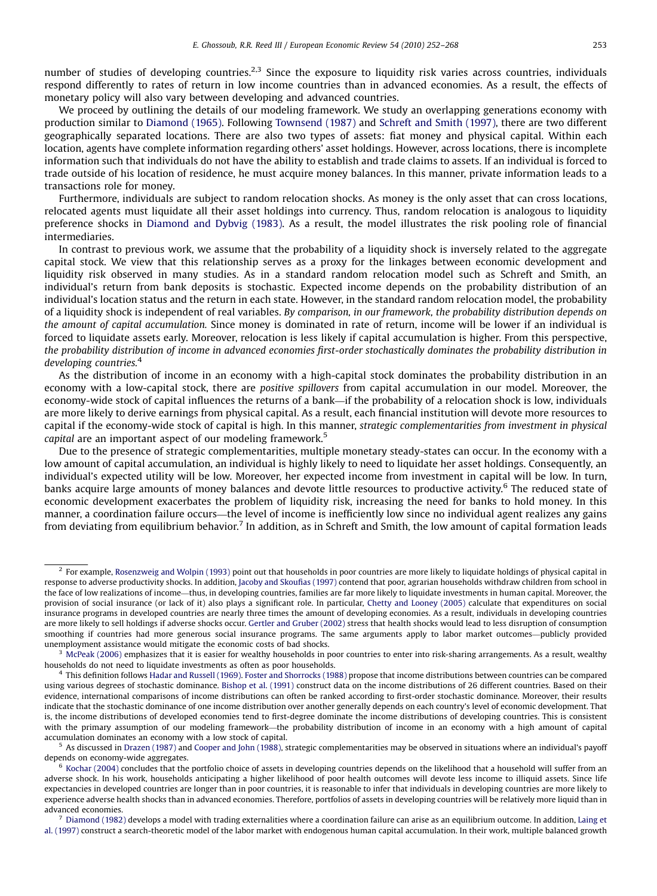number of studies of developing countries.[2,3] Since the exposure to liquidity risk varies across countries, individuals respond differently to rates of return in low income countries than in advanced economies. As a result, the effects of monetary policy will also vary between developing and advanced countries.

We proceed by outlining the details of our modeling framework. We study an overlapping generations economy with production similar to Diamond (1965). Following Townsend (1987) and Schreft and Smith (1997), there are two different geographically separated locations. There are also two types of assets: fiat money and physical capital. Within each location, agents have complete information regarding others' asset holdings. However, across locations, there is incomplete information such that individuals do not have the ability to establish and trade claims to assets. If an individual is forced to trade outside of his location of residence, he must acquire money balances. In this manner, private information leads to a transactions role for money.

Furthermore, individuals are subject to random relocation shocks. As money is the only asset that can cross locations, relocated agents must liquidate all their asset holdings into currency. Thus, random relocation is analogous to liquidity preference shocks in Diamond and Dybvig (1983). As a result, the model illustrates the risk pooling role of financial intermediaries.

In contrast to previous work, we assume that the probability of a liquidity shock is inversely related to the aggregate capital stock. We view that this relationship serves as a proxy for the linkages between economic development and liquidity risk observed in many studies. As in a standard random relocation model such as Schreft and Smith, an individual's return from bank deposits is stochastic. Expected income depends on the probability distribution of an individual's location status and the return in each state. However, in the standard random relocation model, the probability of a liquidity shock is independent of real variables. *By comparison, in our framework, the probability distribution depends on the amount of capital accumulation.* Since money is dominated in rate of return, income will be lower if an individual is forced to liquidate assets early. Moreover, relocation is less likely if capital accumulation is higher. From this perspective, *the probability distribution of income in advanced economies first-order stochastically dominates the probability distribution in developing countries.*[4]

As the distribution of income in an economy with a high-capital stock dominates the probability distribution in an economy with a low-capital stock, there are *positive spillovers* from capital accumulation in our model. Moreover, the economy-wide stock of capital influences the returns of a bank—if the probability of a relocation shock is low, individuals are more likely to derive earnings from physical capital. As a result, each financial institution will devote more resources to capital if the economy-wide stock of capital is high. In this manner, *strategic complementarities from investment in physical capital* are an important aspect of our modeling framework.[5]

Due to the presence of strategic complementarities, multiple monetary steady-states can occur. In the economy with a low amount of capital accumulation, an individual is highly likely to need to liquidate her asset holdings. Consequently, an individual's expected utility will be low. Moreover, her expected income from investment in capital will be low. In turn, banks acquire large amounts of money balances and devote little resources to productive activity.[6] The reduced state of economic development exacerbates the problem of liquidity risk, increasing the need for banks to hold money. In this manner, a coordination failure occurs—the level of income is inefficiently low since no individual agent realizes any gains from deviating from equilibrium behavior.[7] In addition, as in Schreft and Smith, the low amount of capital formation leads

---

[2] For example, Rosenzweig and Wolpin (1993) point out that households in poor countries are more likely to liquidate holdings of physical capital in response to adverse productivity shocks. In addition, Jacoby and Skoufias (1997) contend that poor, agrarian households withdraw children from school in the face of low realizations of income—thus, in developing countries, families are far more likely to liquidate investments in human capital. Moreover, the provision of social insurance (or lack of it) also plays a significant role. In particular, Chetty and Looney (2005) calculate that expenditures on social insurance programs in developed countries are nearly three times the amount of developing economies. As a result, individuals in developing countries are more likely to sell holdings if adverse shocks occur. Gertler and Gruber (2002) stress that health shocks would lead to less disruption of consumption smoothing if countries had more generous social insurance programs. The same arguments apply to labor market outcomes—publicly provided unemployment assistance would mitigate the economic costs of bad shocks.

[3] McPeak (2006) emphasizes that it is easier for wealthy households in poor countries to enter into risk-sharing arrangements. As a result, wealthy households do not need to liquidate investments as often as poor households.

[4] This definition follows Hadar and Russell (1969). Foster and Shorrocks (1988) propose that income distributions between countries can be compared using various degrees of stochastic dominance. Bishop et al. (1991) construct data on the income distributions of 26 different countries. Based on their evidence, international comparisons of income distributions can often be ranked according to first-order stochastic dominance. Moreover, their results indicate that the stochastic dominance of one income distribution over another generally depends on each country's level of economic development. That is, the income distributions of developed economies tend to first-degree dominate the income distributions of developing countries. This is consistent with the primary assumption of our modeling framework—the probability distribution of income in an economy with a high amount of capital accumulation dominates an economy with a low stock of capital.

[5] As discussed in Drazen (1987) and Cooper and John (1988), strategic complementarities may be observed in situations where an individual's payoff depends on economy-wide aggregates.

[6] Kochar (2004) concludes that the portfolio choice of assets in developing countries depends on the likelihood that a household will suffer from an adverse shock. In his work, households anticipating a higher likelihood of poor health outcomes will devote less income to illiquid assets. Since life expectancies in developed countries are longer than in poor countries, it is reasonable to infer that individuals in developing countries are more likely to experience adverse health shocks than in advanced economies. Therefore, portfolios of assets in developing countries will be relatively more liquid than in advanced economies.

[7] Diamond (1982) develops a model with trading externalities where a coordination failure can arise as an equilibrium outcome. In addition, Laing et al. (1997) construct a search-theoretic model of the labor market with endogenous human capital accumulation. In their work, multiple balanced growth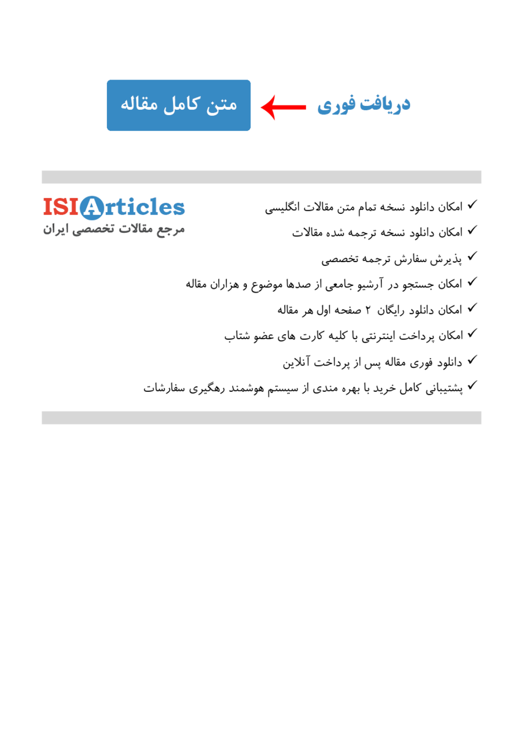دریافت فوری ← **متن کامل مقاله**

---

**ISIArticles**
مرجع مقالات تخصصی ایران

- ✓ امکان دانلود نسخه تمام متن مقالات انگلیسی
- ✓ امکان دانلود نسخه ترجمه شده مقالات
- ✓ پذیرش سفارش ترجمه تخصصی
- ✓ امکان جستجو در آرشیو جامعی از صدها موضوع و هزاران مقاله
- ✓ امکان دانلود رایگان ۲ صفحه اول هر مقاله
- ✓ امکان پرداخت اینترنتی با کلیه کارت های عضو شتاب
- ✓ دانلود فوری مقاله پس از پرداخت آنلاین
- ✓ پشتیبانی کامل خرید با بهره مندی از سیستم هوشمند رهگیری سفارشات

---